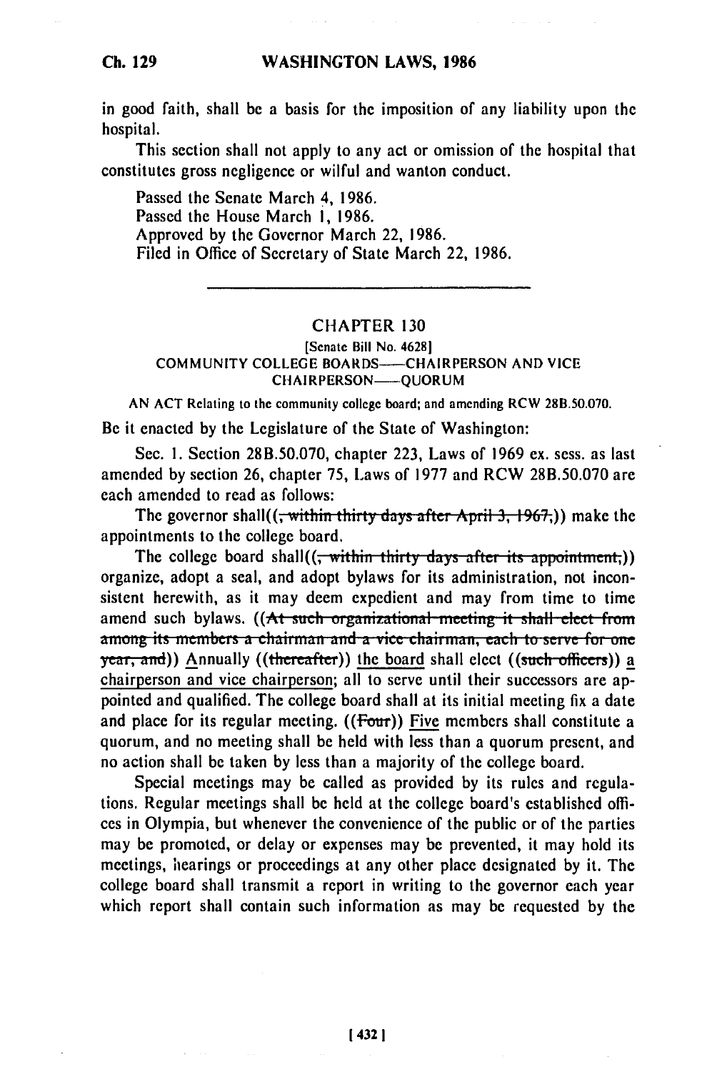in good faith, shall be a basis for the imposition of any liability upon the hospital.

This section shall not apply to any act or omission of the hospital that constitutes gross negligence or wilful and wanton conduct.

Passed the Senate March 4, 1986.
Passed the House March 1, 1986.
Approved by the Governor March 22, 1986.
Filed in Office of Secretary of State March 22, 1986.

---

## CHAPTER 130

[Senate Bill No. 4628]

COMMUNITY COLLEGE BOARDS—CHAIRPERSON AND VICE CHAIRPERSON—QUORUM

AN ACT Relating to the community college board; and amending RCW 28B.50.070.

Be it enacted by the Legislature of the State of Washington:

Sec. 1. Section 28B.50.070, chapter 223, Laws of 1969 ex. sess. as last amended by section 26, chapter 75, Laws of 1977 and RCW 28B.50.070 are each amended to read as follows:

The governor shall((~~, within thirty days after April 3, 1967,~~)) make the appointments to the college board.

The college board shall((~~, within thirty days after its appointment,~~)) organize, adopt a seal, and adopt bylaws for its administration, not inconsistent herewith, as it may deem expedient and may from time to time amend such bylaws. ((~~At such organizational meeting it shall elect from among its members a chairman and a vice chairman, each to serve for one year, and~~)) Annually ((~~thereafter~~)) the board shall elect ((~~such officers~~)) a chairperson and vice chairperson; all to serve until their successors are appointed and qualified. The college board shall at its initial meeting fix a date and place for its regular meeting. ((~~Four~~)) Five members shall constitute a quorum, and no meeting shall be held with less than a quorum present, and no action shall be taken by less than a majority of the college board.

Special meetings may be called as provided by its rules and regulations. Regular meetings shall be held at the college board's established offices in Olympia, but whenever the convenience of the public or of the parties may be promoted, or delay or expenses may be prevented, it may hold its meetings, hearings or proceedings at any other place designated by it. The college board shall transmit a report in writing to the governor each year which report shall contain such information as may be requested by the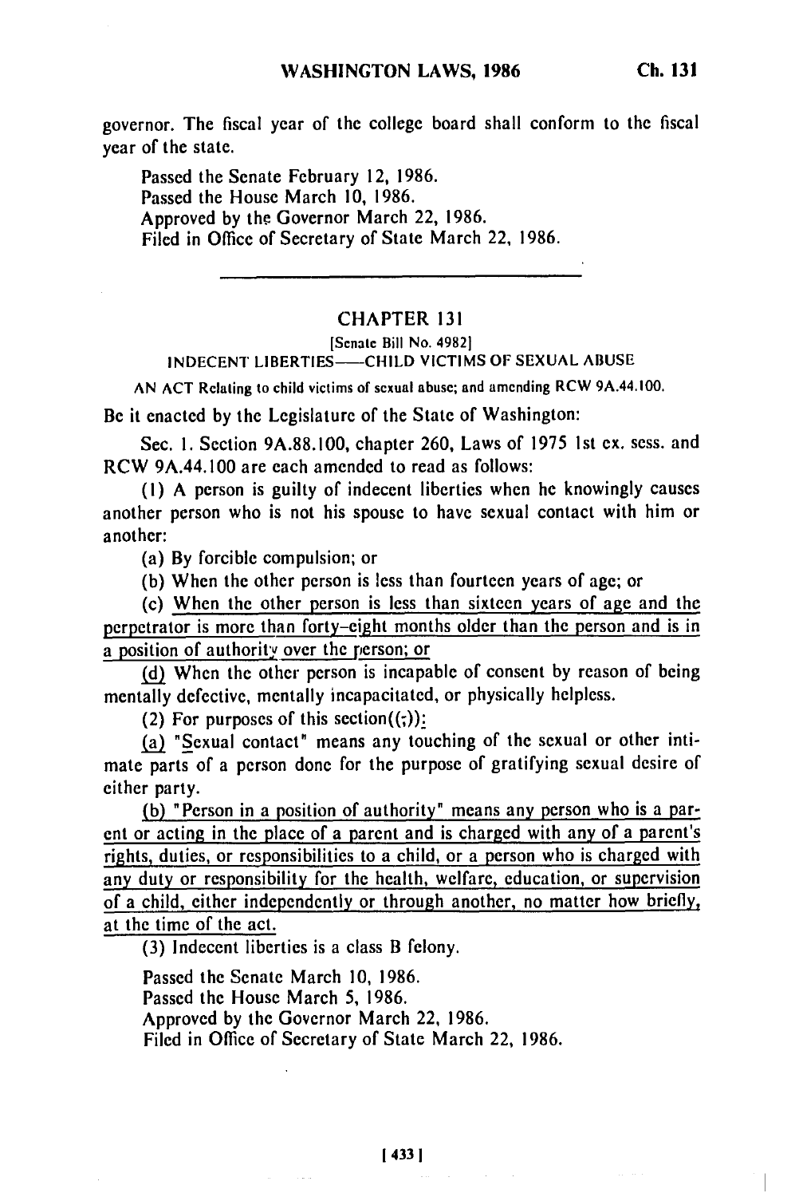governor. The fiscal year of the college board shall conform to the fiscal year of the state.

Passed the Senate February 12, 1986.
Passed the House March 10, 1986.
Approved by the Governor March 22, 1986.
Filed in Office of Secretary of State March 22, 1986.

---

## CHAPTER 131

[Senate Bill No. 4982]

INDECENT LIBERTIES—CHILD VICTIMS OF SEXUAL ABUSE

AN ACT Relating to child victims of sexual abuse; and amending RCW 9A.44.100.

Be it enacted by the Legislature of the State of Washington:

Sec. 1. Section 9A.88.100, chapter 260, Laws of 1975 1st ex. sess. and RCW 9A.44.100 are each amended to read as follows:

(1) A person is guilty of indecent liberties when he knowingly causes another person who is not his spouse to have sexual contact with him or another:

(a) By forcible compulsion; or

(b) When the other person is less than fourteen years of age; or

(c) When the other person is less than sixteen years of age and the perpetrator is more than forty-eight months older than the person and is in a position of authority over the person; or

(d) When the other person is incapable of consent by reason of being mentally defective, mentally incapacitated, or physically helpless.

(2) For purposes of this section((;)):

(a) "Sexual contact" means any touching of the sexual or other intimate parts of a person done for the purpose of gratifying sexual desire of either party.

(b) "Person in a position of authority" means any person who is a parent or acting in the place of a parent and is charged with any of a parent's rights, duties, or responsibilities to a child, or a person who is charged with any duty or responsibility for the health, welfare, education, or supervision of a child, either independently or through another, no matter how briefly, at the time of the act.

(3) Indecent liberties is a class B felony.

Passed the Senate March 10, 1986.
Passed the House March 5, 1986.
Approved by the Governor March 22, 1986.
Filed in Office of Secretary of State March 22, 1986.